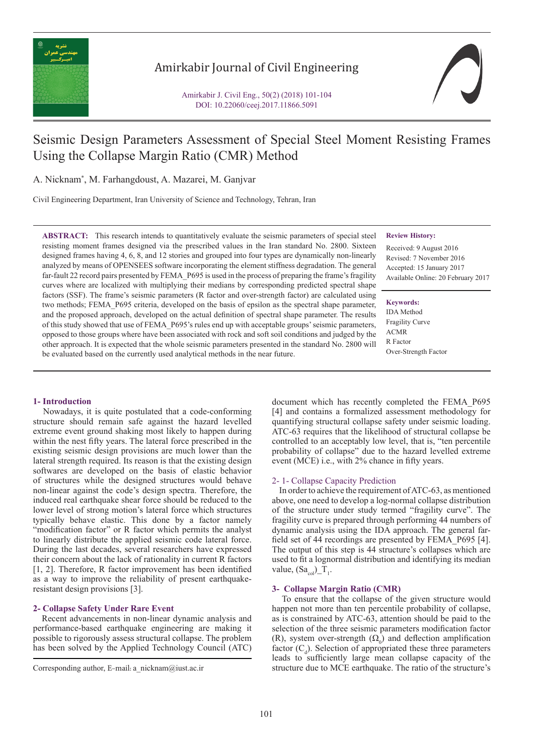# Seismic Design Parameters Assessment of Special Steel Moment Resisting Frames Using the Collapse Margin Ratio (CMR) Method

A. Nicknam*, M. Farhangdoust, A. Mazarei, M. Ganjvar

Civil Engineering Department, Iran University of Science and Technology, Tehran, Iran

**ABSTRACT:** This research intends to quantitatively evaluate the seismic parameters of special steel resisting moment frames designed via the prescribed values in the Iran standard No. 2800. Sixteen designed frames having 4, 6, 8, and 12 stories and grouped into four types are dynamically non-linearly analyzed by means of OPENSEES software incorporating the element stiffness degradation. The general far-fault 22 record pairs presented by FEMA_P695 is used in the process of preparing the frame's fragility curves where are localized with multiplying their medians by corresponding predicted spectral shape factors (SSF). The frame's seismic parameters (R factor and over-strength factor) are calculated using two methods; FEMA_P695 criteria, developed on the basis of epsilon as the spectral shape parameter, and the proposed approach, developed on the actual definition of spectral shape parameter. The results of this study showed that use of FEMA_P695's rules end up with acceptable groups' seismic parameters, opposed to those groups where have been associated with rock and soft soil conditions and judged by the other approach. It is expected that the whole seismic parameters presented in the standard No. 2800 will be evaluated based on the currently used analytical methods in the near future.

**Review History:**

Received: 9 August 2016
Revised: 7 November 2016
Accepted: 15 January 2017
Available Online: 20 February 2017

**Keywords:**

IDA Method
Fragility Curve
ACMR
R Factor
Over-Strength Factor

## 1- Introduction

Nowadays, it is quite postulated that a code-conforming structure should remain safe against the hazard levelled extreme event ground shaking most likely to happen during within the nest fifty years. The lateral force prescribed in the existing seismic design provisions are much lower than the lateral strength required. Its reason is that the existing design softwares are developed on the basis of elastic behavior of structures while the designed structures would behave non-linear against the code's design spectra. Therefore, the induced real earthquake shear force should be reduced to the lower level of strong motion's lateral force which structures typically behave elastic. This done by a factor namely "modification factor" or R factor which permits the analyst to linearly distribute the applied seismic code lateral force. During the last decades, several researchers have expressed their concern about the lack of rationality in current R factors [1, 2]. Therefore, R factor improvement has been identified as a way to improve the reliability of present earthquake-resistant design provisions [3].

## 2- Collapse Safety Under Rare Event

Recent advancements in non-linear dynamic analysis and performance-based earthquake engineering are making it possible to rigorously assess structural collapse. The problem has been solved by the Applied Technology Council (ATC) document which has recently completed the FEMA_P695 [4] and contains a formalized assessment methodology for quantifying structural collapse safety under seismic loading. ATC-63 requires that the likelihood of structural collapse be controlled to an acceptably low level, that is, "ten percentile probability of collapse" due to the hazard levelled extreme event (MCE) i.e., with 2% chance in fifty years.

### 2- 1- Collapse Capacity Prediction

In order to achieve the requirement of ATC-63, as mentioned above, one need to develop a log-normal collapse distribution of the structure under study termed "fragility curve". The fragility curve is prepared through performing 44 numbers of dynamic analysis using the IDA approach. The general far-field set of 44 recordings are presented by FEMA_P695 [4]. The output of this step is 44 structure's collapses which are used to fit a lognormal distribution and identifying its median value, $(Sa_{col})\_T_1$.

## 3- Collapse Margin Ratio (CMR)

To ensure that the collapse of the given structure would happen not more than ten percentile probability of collapse, as is constrained by ATC-63, attention should be paid to the selection of the three seismic parameters modification factor (R), system over-strength ($\Omega_0$) and deflection amplification factor ($C_d$). Selection of appropriated these three parameters leads to sufficiently large mean collapse capacity of the structure due to MCE earthquake. The ratio of the structure's

Corresponding author, E-mail: a_nicknam@iust.ac.ir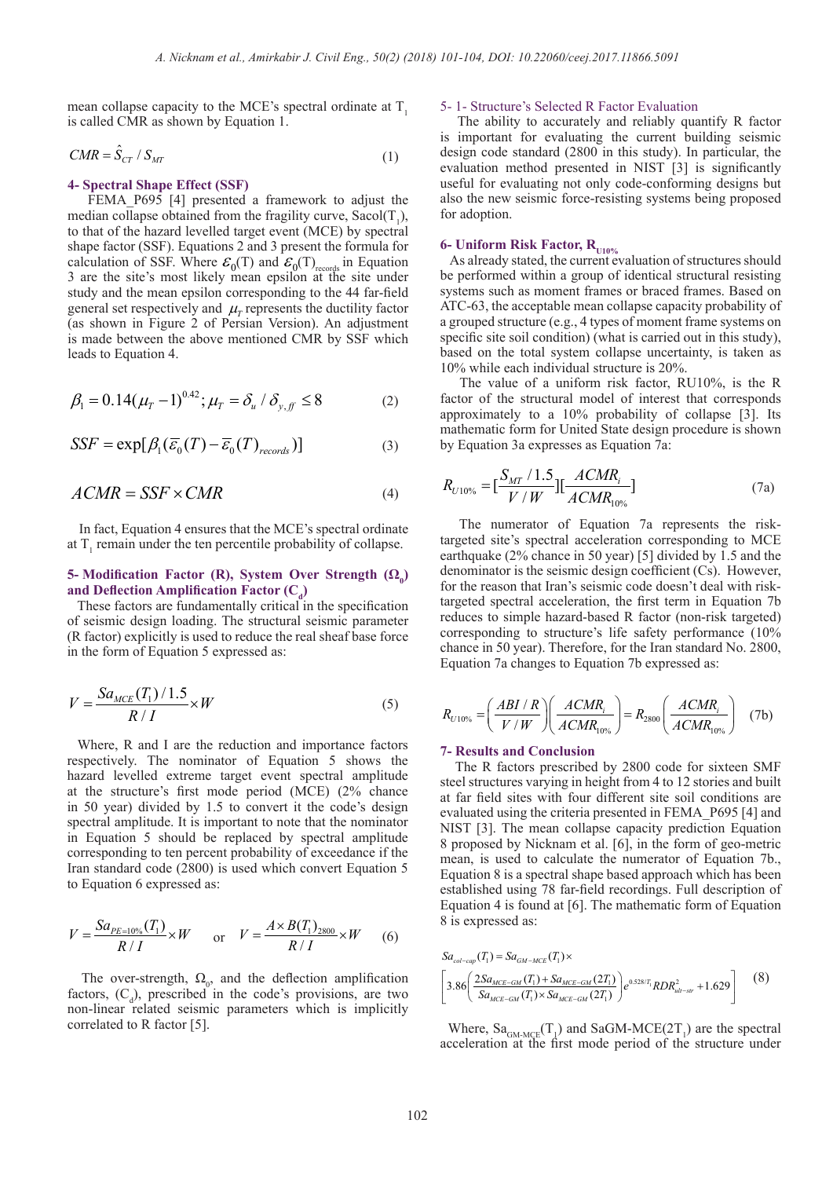mean collapse capacity to the MCE's spectral ordinate at $T_1$ is called CMR as shown by Equation 1.

$$CMR = \hat{S}_{CT} / S_{MT} \tag{1}$$

### 4- Spectral Shape Effect (SSF)

FEMA_P695 [4] presented a framework to adjust the median collapse obtained from the fragility curve, Sacol($T_1$), to that of the hazard levelled target event (MCE) by spectral shape factor (SSF). Equations 2 and 3 present the formula for calculation of SSF. Where $\varepsilon_0(T)$ and $\varepsilon_0(T)_{records}$ in Equation 3 are the site's most likely mean epsilon at the site under study and the mean epsilon corresponding to the 44 far-field general set respectively and $\mu_T$ represents the ductility factor (as shown in Figure 2 of Persian Version). An adjustment is made between the above mentioned CMR by SSF which leads to Equation 4.

$$\beta_1 = 0.14(\mu_T - 1)^{0.42}; \mu_T = \delta_u / \delta_{y,ff} \leq 8 \tag{2}$$

$$SSF = \exp[\beta_1(\overline{\varepsilon}_0(T) - \overline{\varepsilon}_0(T)_{records})] \tag{3}$$

$$ACMR = SSF \times CMR \tag{4}$$

In fact, Equation 4 ensures that the MCE's spectral ordinate at $T_1$ remain under the ten percentile probability of collapse.

### 5- Modification Factor (R), System Over Strength ($\Omega_0$) and Deflection Amplification Factor ($C_d$)

These factors are fundamentally critical in the specification of seismic design loading. The structural seismic parameter (R factor) explicitly is used to reduce the real sheaf base force in the form of Equation 5 expressed as:

$$V = \frac{Sa_{MCE}(T_1)/1.5}{R/I} \times W \tag{5}$$

Where, R and I are the reduction and importance factors respectively. The nominator of Equation 5 shows the hazard levelled extreme target event spectral amplitude at the structure's first mode period (MCE) (2% chance in 50 year) divided by 1.5 to convert it the code's design spectral amplitude. It is important to note that the nominator in Equation 5 should be replaced by spectral amplitude corresponding to ten percent probability of exceedance if the Iran standard code (2800) is used which convert Equation 5 to Equation 6 expressed as:

$$V = \frac{Sa_{PE=10\%}(T_1)}{R/I} \times W \quad \text{or} \quad V = \frac{A \times B(T_1)_{2800}}{R/I} \times W \tag{6}$$

The over-strength, $\Omega_0$, and the deflection amplification factors, ($C_d$), prescribed in the code's provisions, are two non-linear related seismic parameters which is implicitly correlated to R factor [5].

### 5- 1- Structure's Selected R Factor Evaluation

The ability to accurately and reliably quantify R factor is important for evaluating the current building seismic design code standard (2800 in this study). In particular, the evaluation method presented in NIST [3] is significantly useful for evaluating not only code-conforming designs but also the new seismic force-resisting systems being proposed for adoption.

### 6- Uniform Risk Factor, $R_{U10\%}$

As already stated, the current evaluation of structures should be performed within a group of identical structural resisting systems such as moment frames or braced frames. Based on ATC-63, the acceptable mean collapse capacity probability of a grouped structure (e.g., 4 types of moment frame systems on specific site soil condition) (what is carried out in this study), based on the total system collapse uncertainty, is taken as 10% while each individual structure is 20%.

The value of a uniform risk factor, RU10%, is the R factor of the structural model of interest that corresponds approximately to a 10% probability of collapse [3]. Its mathematic form for United State design procedure is shown by Equation 3a expresses as Equation 7a:

$$R_{U10\%} = [\frac{S_{MT}/1.5}{V/W}][\frac{ACMR_i}{ACMR_{10\%}}] \tag{7a}$$

The numerator of Equation 7a represents the risk-targeted site's spectral acceleration corresponding to MCE earthquake (2% chance in 50 year) [5] divided by 1.5 and the denominator is the seismic design coefficient (Cs). However, for the reason that Iran's seismic code doesn't deal with risk-targeted spectral acceleration, the first term in Equation 7b reduces to simple hazard-based R factor (non-risk targeted) corresponding to structure's life safety performance (10% chance in 50 year). Therefore, for the Iran standard No. 2800, Equation 7a changes to Equation 7b expressed as:

$$R_{U10\%} = \left(\frac{ABI/R}{V/W}\right)\left(\frac{ACMR_i}{ACMR_{10\%}}\right) = R_{2800}\left(\frac{ACMR_i}{ACMR_{10\%}}\right) \tag{7b}$$

### 7- Results and Conclusion

The R factors prescribed by 2800 code for sixteen SMF steel structures varying in height from 4 to 12 stories and built at far field sites with four different site soil conditions are evaluated using the criteria presented in FEMA_P695 [4] and NIST [3]. The mean collapse capacity prediction Equation 8 proposed by Nicknam et al. [6], in the form of geo-metric mean, is used to calculate the numerator of Equation 7b., Equation 8 is a spectral shape based approach which has been established using 78 far-field recordings. Full description of Equation 4 is found at [6]. The mathematic form of Equation 8 is expressed as:

$$Sa_{col-cap}(T_1) = Sa_{GM-MCE}(T_1) \times \left[3.86\left(\frac{2Sa_{MCE-GM}(T_1) + Sa_{MCE-GM}(2T_1)}{Sa_{MCE-GM}(T_1) \times Sa_{MCE-GM}(2T_1)}\right)e^{0.528/T_1}RDR^2_{ult-str} + 1.629\right] \tag{8}$$

Where, $Sa_{GM\text{-}MCE}(T_1)$ and $Sa_{GM\text{-}MCE}(2T_1)$ are the spectral acceleration at the first mode period of the structure under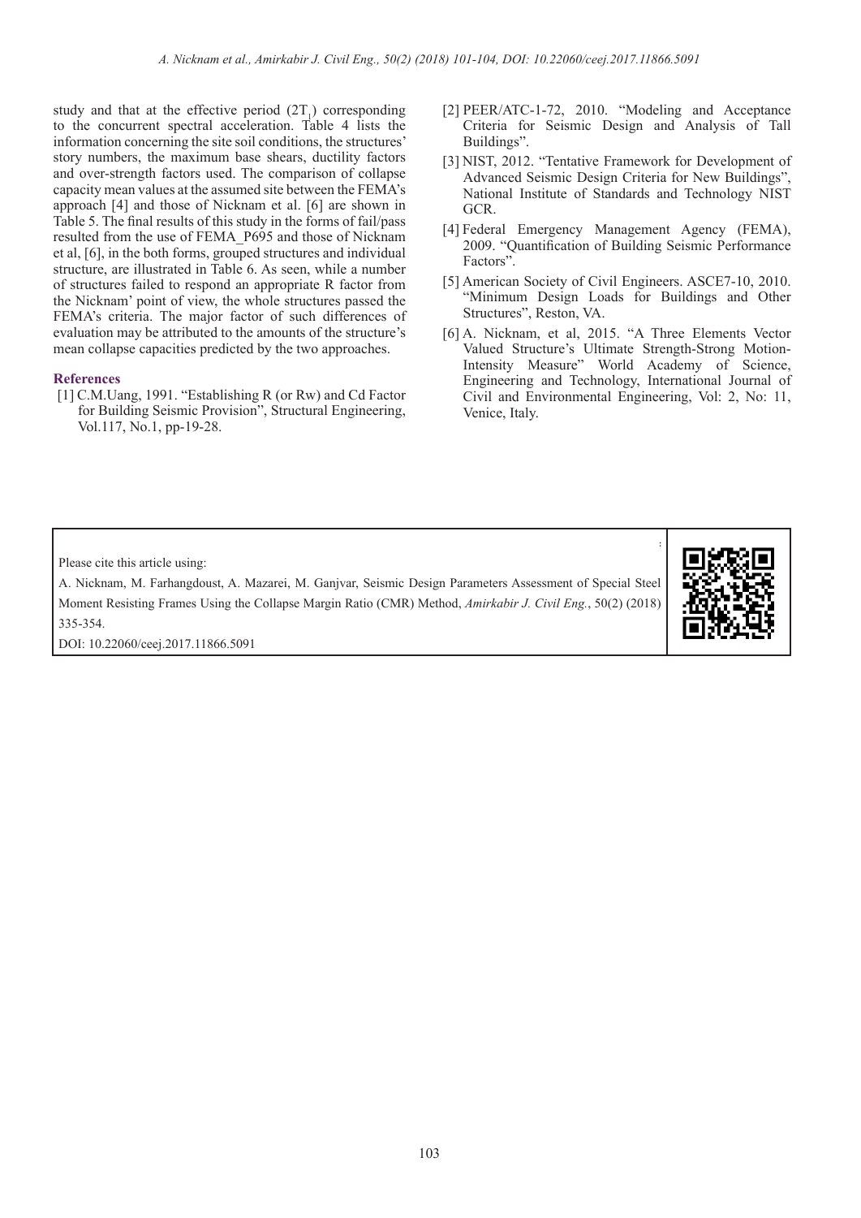study and that at the effective period ($2T_1$) corresponding to the concurrent spectral acceleration. Table 4 lists the information concerning the site soil conditions, the structures' story numbers, the maximum base shears, ductility factors and over-strength factors used. The comparison of collapse capacity mean values at the assumed site between the FEMA's approach [4] and those of Nicknam et al. [6] are shown in Table 5. The final results of this study in the forms of fail/pass resulted from the use of FEMA_P695 and those of Nicknam et al, [6], in the both forms, grouped structures and individual structure, are illustrated in Table 6. As seen, while a number of structures failed to respond an appropriate R factor from the Nicknam' point of view, the whole structures passed the FEMA's criteria. The major factor of such differences of evaluation may be attributed to the amounts of the structure's mean collapse capacities predicted by the two approaches.

### References

[1] C.M.Uang, 1991. "Establishing R (or Rw) and Cd Factor for Building Seismic Provision", Structural Engineering, Vol.117, No.1, pp-19-28.

[2] PEER/ATC-1-72, 2010. "Modeling and Acceptance Criteria for Seismic Design and Analysis of Tall Buildings".

[3] NIST, 2012. "Tentative Framework for Development of Advanced Seismic Design Criteria for New Buildings", National Institute of Standards and Technology NIST GCR.

[4] Federal Emergency Management Agency (FEMA), 2009. "Quantification of Building Seismic Performance Factors".

[5] American Society of Civil Engineers. ASCE7-10, 2010. "Minimum Design Loads for Buildings and Other Structures", Reston, VA.

[6] A. Nicknam, et al, 2015. "A Three Elements Vector Valued Structure's Ultimate Strength-Strong Motion-Intensity Measure" World Academy of Science, Engineering and Technology, International Journal of Civil and Environmental Engineering, Vol: 2, No: 11, Venice, Italy.

Please cite this article using:

A. Nicknam, M. Farhangdoust, A. Mazarei, M. Ganjvar, Seismic Design Parameters Assessment of Special Steel Moment Resisting Frames Using the Collapse Margin Ratio (CMR) Method, *Amirkabir J. Civil Eng.*, 50(2) (2018) 335-354.

DOI: 10.22060/ceej.2017.11866.5091